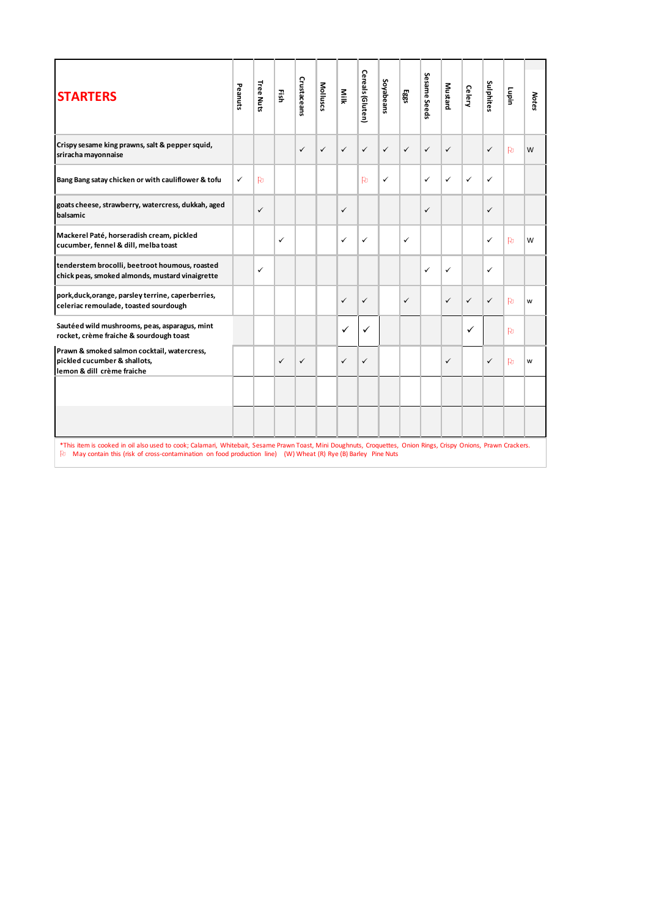| STARTERS | Peanuts | Tree Nuts | Fish | Crustaceans | Molluscs | Milk | Cereals (Gluten) | Soyabeans | Eggs | Sesame Seeds | Mustard | Celery | Sulphites | Lupin | Notes |
|---|---|---|---|---|---|---|---|---|---|---|---|---|---|---|---|
| Crispy sesame king prawns, salt & pepper squid, sriracha mayonnaise | | | | ✓ | ✓ | ✓ | ✓ | ✓ | ✓ | ✓ | ✓ | | ✓ | ⚐ | W |
| Bang Bang satay chicken or with cauliflower & tofu | ✓ | ⚐ | | | | | ⚐ | ✓ | | ✓ | ✓ | ✓ | ✓ | | |
| goats cheese, strawberry, watercress, dukkah, aged balsamic | | ✓ | | | | ✓ | | | | ✓ | | | ✓ | | |
| Mackerel Paté, horseradish cream, pickled cucumber, fennel & dill, melba toast | | | ✓ | | | ✓ | ✓ | | ✓ | | | | ✓ | ⚐ | W |
| tenderstem brocolli, beetroot houmous, roasted chick peas, smoked almonds, mustard vinaigrette | | ✓ | | | | | | | | ✓ | ✓ | | ✓ | | |
| pork,duck,orange, parsley terrine, caperberries, celeriac remoulade, toasted sourdough | | | | | | ✓ | ✓ | | ✓ | | ✓ | ✓ | ✓ | ⚐ | w |
| Sautéed wild mushrooms, peas, asparagus, mint rocket, crème fraiche & sourdough toast | | | | | | ✓ | ✓ | | | | | ✓ | | ⚐ | |
| Prawn & smoked salmon cocktail, watercress, pickled cucumber & shallots, lemon & dill crème fraiche | | | ✓ | ✓ | | ✓ | ✓ | | | | ✓ | | ✓ | ⚐ | w |
| | | | | | | | | | | | | | | | |
| | | | | | | | | | | | | | | | |

*This item is cooked in oil also used to cook; Calamari, Whitebait, Sesame Prawn Toast, Mini Doughnuts, Croquettes, Onion Rings, Crispy Onions, Prawn Crackers.

⚐ May contain this (risk of cross-contamination on food production line) (W) Wheat (R) Rye (B) Barley Pine Nuts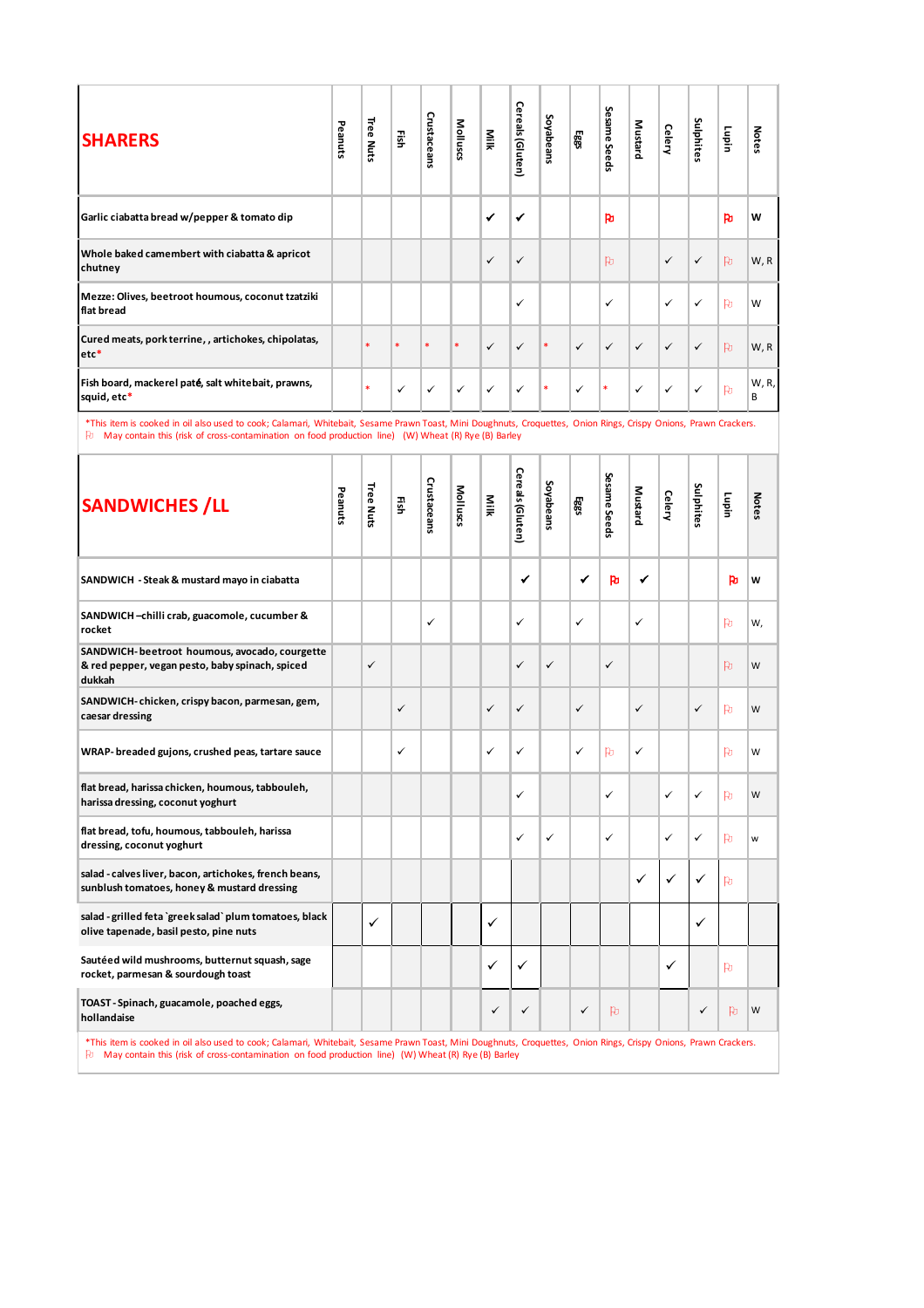| SHARERS | Peanuts | Tree Nuts | Fish | Crustaceans | Molluscs | Milk | Cereals (Gluten) | Soyabeans | Eggs | Sesame Seeds | Mustard | Celery | Sulphites | Lupin | Notes |
|---|---|---|---|---|---|---|---|---|---|---|---|---|---|---|---|
| Garlic ciabatta bread w/pepper & tomato dip | | | | | | ✓ | ✓ | | | ⚐ | | | | ⚐ | W |
| Whole baked camembert with ciabatta & apricot chutney | | | | | | ✓ | ✓ | | | ⚐ | | ✓ | ✓ | ⚐ | W, R |
| Mezze: Olives, beetroot houmous, coconut tzatziki flat bread | | | | | | | ✓ | | | ✓ | | ✓ | ✓ | ⚐ | W |
| Cured meats, pork terrine, , artichokes, chipolatas, etc* | | * | * | * | * | ✓ | ✓ | * | ✓ | ✓ | ✓ | ✓ | ✓ | ⚐ | W, R |
| Fish board, mackerel paté, salt whitebait, prawns, squid, etc* | | * | ✓ | ✓ | ✓ | ✓ | ✓ | * | ✓ | * | ✓ | ✓ | ✓ | ⚐ | W, R, B |

*This item is cooked in oil also used to cook; Calamari, Whitebait, Sesame Prawn Toast, Mini Doughnuts, Croquettes, Onion Rings, Crispy Onions, Prawn Crackers.
⚐ May contain this (risk of cross-contamination on food production line) (W) Wheat (R) Rye (B) Barley

| SANDWICHES /LL | Peanuts | Tree Nuts | Fish | Crustaceans | Molluscs | Milk | Cereals (Gluten) | Soyabeans | Eggs | Sesame Seeds | Mustard | Celery | Sulphites | Lupin | Notes |
|---|---|---|---|---|---|---|---|---|---|---|---|---|---|---|---|
| SANDWICH - Steak & mustard mayo in ciabatta | | | | | | | ✓ | | ✓ | ⚐ | ✓ | | | ⚐ | W |
| SANDWICH –chilli crab, guacomole, cucumber & rocket | | | | ✓ | | | ✓ | | ✓ | | ✓ | | | ⚐ | W, |
| SANDWICH- beetroot houmous, avocado, courgette & red pepper, vegan pesto, baby spinach, spiced dukkah | | ✓ | | | | | ✓ | ✓ | | ✓ | | | | ⚐ | W |
| SANDWICH- chicken, crispy bacon, parmesan, gem, caesar dressing | | | ✓ | | | ✓ | ✓ | | ✓ | | ✓ | | ✓ | ⚐ | W |
| WRAP- breaded gujons, crushed peas, tartare sauce | | | ✓ | | | ✓ | ✓ | | ✓ | ⚐ | ✓ | | | ⚐ | W |
| flat bread, harissa chicken, houmous, tabbouleh, harissa dressing, coconut yoghurt | | | | | | | ✓ | | | ✓ | | ✓ | ✓ | ⚐ | W |
| flat bread, tofu, houmous, tabbouleh, harissa dressing, coconut yoghurt | | | | | | | ✓ | ✓ | | ✓ | | ✓ | ✓ | ⚐ | w |
| salad - calves liver, bacon, artichokes, french beans, sunblush tomatoes, honey & mustard dressing | | | | | | | | | | | ✓ | ✓ | ✓ | ⚐ | |
| salad - grilled feta `greek salad` plum tomatoes, black olive tapenade, basil pesto, pine nuts | | ✓ | | | | ✓ | | | | | | | ✓ | | |
| Sautéed wild mushrooms, butternut squash, sage rocket, parmesan & sourdough toast | | | | | | ✓ | ✓ | | | | | ✓ | | ⚐ | |
| TOAST - Spinach, guacamole, poached eggs, hollandaise | | | | | | ✓ | ✓ | | ✓ | ⚐ | | | ✓ | ⚐ | W |

*This item is cooked in oil also used to cook; Calamari, Whitebait, Sesame Prawn Toast, Mini Doughnuts, Croquettes, Onion Rings, Crispy Onions, Prawn Crackers.
⚐ May contain this (risk of cross-contamination on food production line) (W) Wheat (R) Rye (B) Barley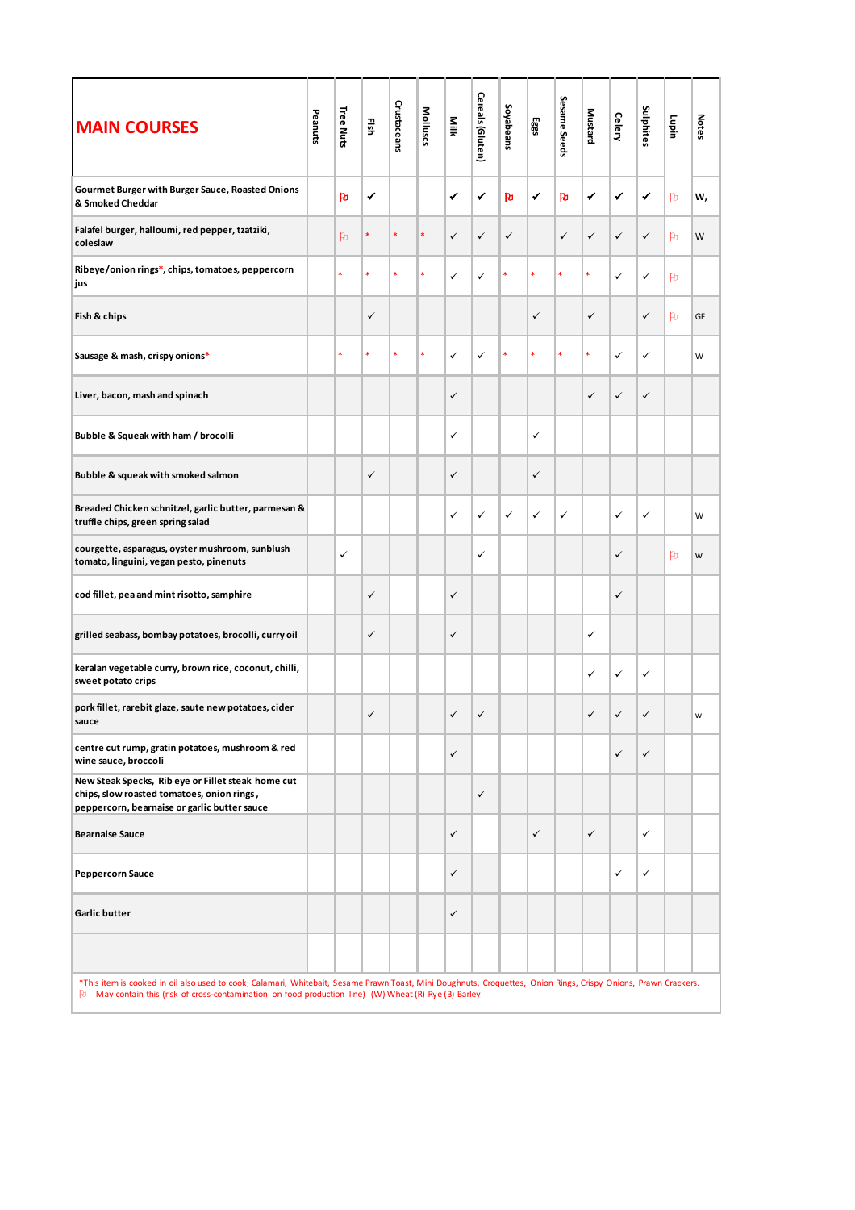| MAIN COURSES | Peanuts | Tree Nuts | Fish | Crustaceans | Molluscs | Milk | Cereals (Gluten) | Soyabeans | Eggs | Sesame Seeds | Mustard | Celery | Sulphites | Lupin | Notes |
|---|---|---|---|---|---|---|---|---|---|---|---|---|---|---|---|
| Gourmet Burger with Burger Sauce, Roasted Onions & Smoked Cheddar | | ⚐ | ✓ | | | ✓ | ✓ | ⚐ | ✓ | ⚐ | ✓ | ✓ | ✓ | ⚐ | W, |
| Falafel burger, halloumi, red pepper, tzatziki, coleslaw | | ⚐ | * | * | * | ✓ | ✓ | ✓ | | ✓ | ✓ | ✓ | ✓ | ⚐ | W |
| Ribeye/onion rings*, chips, tomatoes, peppercorn jus | | * | * | * | * | ✓ | ✓ | * | * | * | * | ✓ | ✓ | ⚐ | |
| Fish & chips | | | ✓ | | | | | | ✓ | | ✓ | | ✓ | ⚐ | GF |
| Sausage & mash, crispy onions* | | * | * | * | * | ✓ | ✓ | * | * | * | * | ✓ | ✓ | | W |
| Liver, bacon, mash and spinach | | | | | | ✓ | | | | | ✓ | ✓ | ✓ | | |
| Bubble & Squeak with ham / brocolli | | | | | | ✓ | | | ✓ | | | | | | |
| Bubble & squeak with smoked salmon | | | ✓ | | | ✓ | | | ✓ | | | | | | |
| Breaded Chicken schnitzel, garlic butter, parmesan & truffle chips, green spring salad | | | | | | ✓ | ✓ | ✓ | ✓ | ✓ | | ✓ | ✓ | | W |
| courgette, asparagus, oyster mushroom, sunblush tomato, linguini, vegan pesto, pinenuts | | ✓ | | | | | ✓ | | | | | ✓ | | ⚐ | w |
| cod fillet, pea and mint risotto, samphire | | | ✓ | | | ✓ | | | | | | ✓ | | | |
| grilled seabass, bombay potatoes, brocolli, curry oil | | | ✓ | | | ✓ | | | | | ✓ | | | | |
| keralan vegetable curry, brown rice, coconut, chilli, sweet potato crips | | | | | | | | | | | ✓ | ✓ | ✓ | | |
| pork fillet, rarebit glaze, saute new potatoes, cider sauce | | | ✓ | | | ✓ | ✓ | | | | ✓ | ✓ | ✓ | | w |
| centre cut rump, gratin potatoes, mushroom & red wine sauce, broccoli | | | | | | ✓ | | | | | | ✓ | ✓ | | |
| New Steak Specks, Rib eye or Fillet steak home cut chips, slow roasted tomatoes, onion rings, peppercorn, bearnaise or garlic butter sauce | | | | | | | ✓ | | | | | | | | |
| Bearnaise Sauce | | | | | | ✓ | | | ✓ | | ✓ | | ✓ | | |
| Peppercorn Sauce | | | | | | ✓ | | | | | | ✓ | ✓ | | |
| Garlic butter | | | | | | ✓ | | | | | | | | | |
| | | | | | | | | | | | | | | | |

*This item is cooked in oil also used to cook; Calamari, Whitebait, Sesame Prawn Toast, Mini Doughnuts, Croquettes, Onion Rings, Crispy Onions, Prawn Crackers.

⚐ May contain this (risk of cross-contamination on food production line) (W) Wheat (R) Rye (B) Barley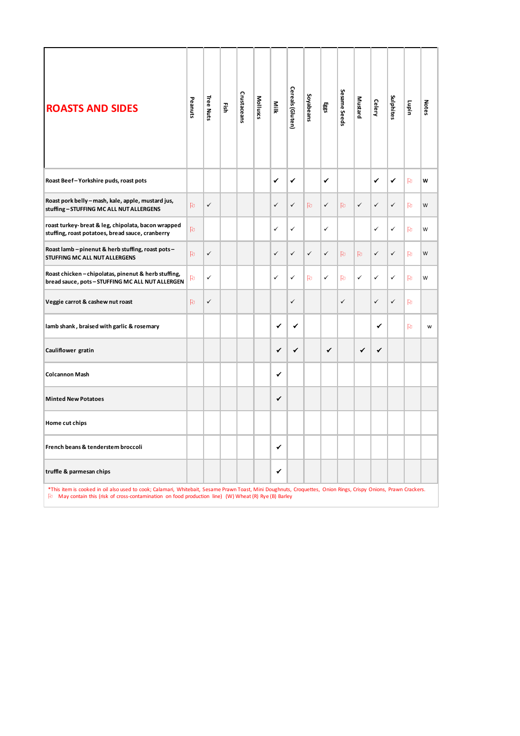| ROASTS AND SIDES | Peanuts | Tree Nuts | Fish | Crustaceans | Molluscs | Milk | Cereals (Gluten) | Soyabeans | Eggs | Sesame Seeds | Mustard | Celery | Sulphites | Lupin | Notes |
|---|---|---|---|---|---|---|---|---|---|---|---|---|---|---|---|
| Roast Beef – Yorkshire puds, roast pots | | | | | | ✔ | ✔ | | ✔ | | | ✔ | ✔ | ⚐ | W |
| Roast pork belly – mash, kale, apple, mustard jus, stuffing – STUFFING MC ALL NUT ALLERGENS | ⚐ | ✓ | | | | ✓ | ✓ | ⚐ | ✓ | ⚐ | ✓ | ✓ | ✓ | ⚐ | W |
| roast turkey- breat & leg, chipolata, bacon wrapped stuffing, roast potatoes, bread sauce, cranberry | ⚐ | | | | | ✓ | ✓ | | ✓ | | | ✓ | ✓ | ⚐ | W |
| Roast lamb – pinenut & herb stuffing, roast pots – STUFFING MC ALL NUT ALLERGENS | ⚐ | ✓ | | | | ✓ | ✓ | ✓ | ✓ | ⚐ | ⚐ | ✓ | ✓ | ⚐ | W |
| Roast chicken – chipolatas, pinenut & herb stuffing, bread sauce, pots – STUFFING MC ALL NUT ALLERGEN | ⚐ | ✓ | | | | ✓ | ✓ | ⚐ | ✓ | ⚐ | ✓ | ✓ | ✓ | ⚐ | W |
| Veggie carrot & cashew nut roast | ⚐ | ✓ | | | | | ✓ | | | ✓ | | ✓ | ✓ | ⚐ | |
| lamb shank, braised with garlic & rosemary | | | | | | ✔ | ✔ | | | | | ✔ | | ⚐ | w |
| Cauliflower gratin | | | | | | ✔ | ✔ | | ✔ | | ✔ | ✔ | | | |
| Colcannon Mash | | | | | | ✔ | | | | | | | | | |
| Minted New Potatoes | | | | | | ✔ | | | | | | | | | |
| Home cut chips | | | | | | | | | | | | | | | |
| French beans & tenderstem broccoli | | | | | | ✔ | | | | | | | | | |
| truffle & parmesan chips | | | | | | ✔ | | | | | | | | | |

*This item is cooked in oil also used to cook; Calamari, Whitebait, Sesame Prawn Toast, Mini Doughnuts, Croquettes, Onion Rings, Crispy Onions, Prawn Crackers.
⚐ May contain this (risk of cross-contamination on food production line) (W) Wheat (R) Rye (B) Barley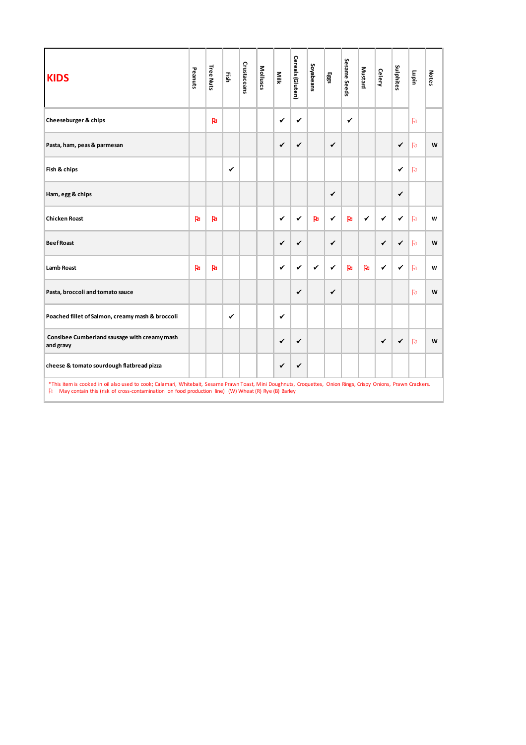| KIDS | Peanuts | Tree Nuts | Fish | Crustaceans | Molluscs | Milk | Cereals (Gluten) | Soyabeans | Eggs | Sesame Seeds | Mustard | Celery | Sulphites | Lupin | Notes |
|---|---|---|---|---|---|---|---|---|---|---|---|---|---|---|---|
| Cheeseburger & chips | | ⚐ | | | | ✔ | ✔ | | | ✔ | | | | ⚐ | |
| Pasta, ham, peas & parmesan | | | | | | ✔ | ✔ | | ✔ | | | | ✔ | ⚐ | W |
| Fish & chips | | | ✔ | | | | | | | | | | ✔ | ⚐ | |
| Ham, egg & chips | | | | | | | | | ✔ | | | | ✔ | | |
| Chicken Roast | ⚐ | ⚐ | | | | ✔ | ✔ | ⚐ | ✔ | ⚐ | ✔ | ✔ | ✔ | ⚐ | W |
| Beef Roast | | | | | | ✔ | ✔ | | ✔ | | | ✔ | ✔ | ⚐ | W |
| Lamb Roast | ⚐ | ⚐ | | | | ✔ | ✔ | ✔ | ✔ | ⚐ | ⚐ | ✔ | ✔ | ⚐ | W |
| Pasta, broccoli and tomato sauce | | | | | | | ✔ | | ✔ | | | | | ⚐ | W |
| Poached fillet of Salmon, creamy mash & broccoli | | | ✔ | | | ✔ | | | | | | | | | |
| Consibee Cumberland sausage with creamy mash and gravy | | | | | | ✔ | ✔ | | | | | ✔ | ✔ | ⚐ | W |
| cheese & tomato sourdough flatbread pizza | | | | | | ✔ | ✔ | | | | | | | | |

*This item is cooked in oil also used to cook; Calamari, Whitebait, Sesame Prawn Toast, Mini Doughnuts, Croquettes, Onion Rings, Crispy Onions, Prawn Crackers.
⚐ May contain this (risk of cross-contamination on food production line) (W) Wheat (R) Rye (B) Barley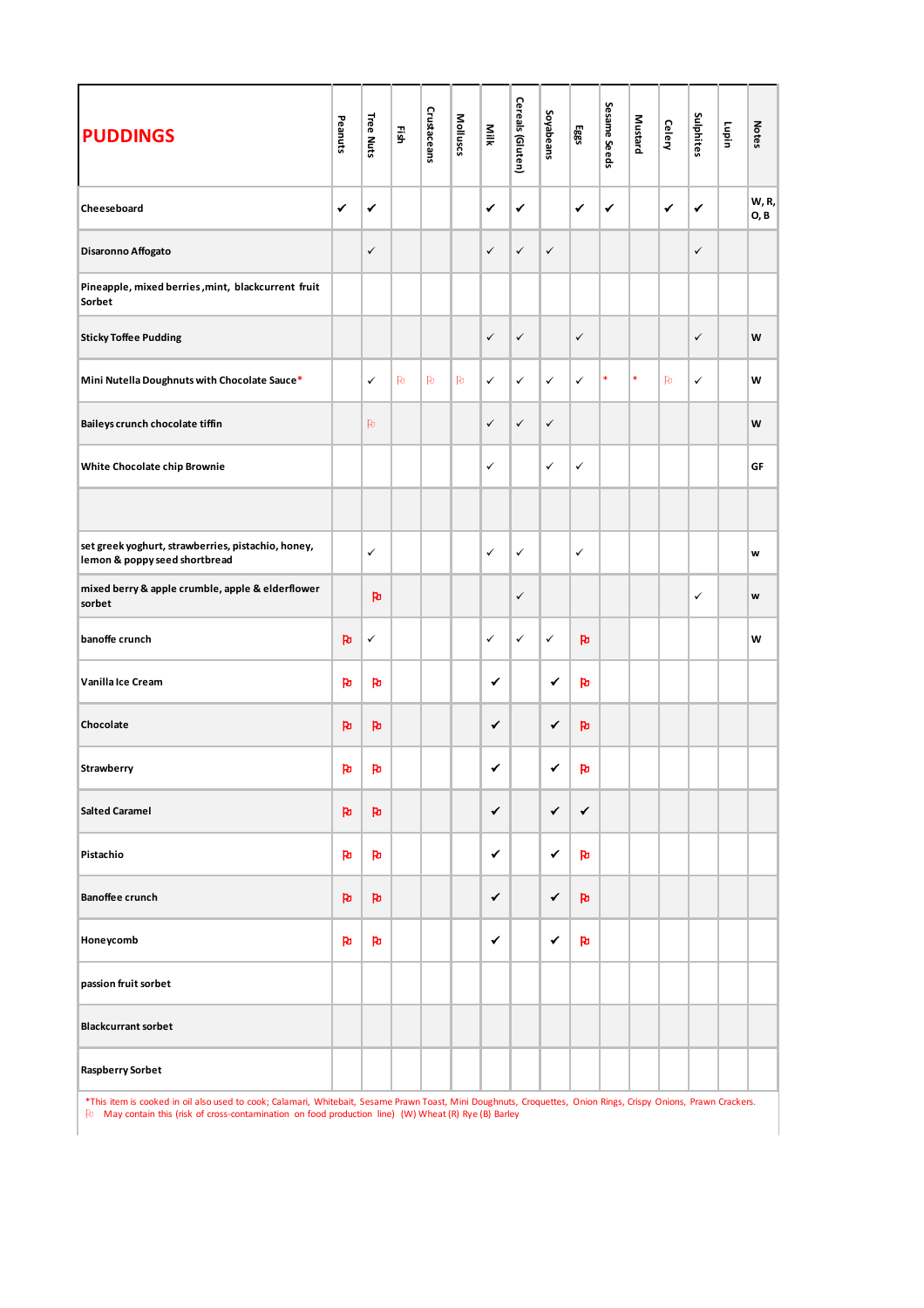| PUDDINGS | Peanuts | Tree Nuts | Fish | Crustaceans | Molluscs | Milk | Cereals (Gluten) | Soyabeans | Eggs | Sesame Seeds | Mustard | Celery | Sulphites | Lupin | Notes |
|---|---|---|---|---|---|---|---|---|---|---|---|---|---|---|---|
| Cheeseboard | ✔ | ✔ | | | | ✔ | ✔ | | ✔ | ✔ | | ✔ | ✔ | | W, R, O, B |
| Disaronno Affogato | | ✓ | | | | ✓ | ✓ | ✓ | | | | | ✓ | | |
| Pineapple, mixed berries ,mint, blackcurrant fruit Sorbet | | | | | | | | | | | | | | | |
| Sticky Toffee Pudding | | | | | | ✓ | ✓ | | ✓ | | | | ✓ | | W |
| Mini Nutella Doughnuts with Chocolate Sauce* | | ✓ | ⚐ | ⚐ | ⚐ | ✓ | ✓ | ✓ | ✓ | * | * | ⚐ | ✓ | | W |
| Baileys crunch chocolate tiffin | | ⚐ | | | | ✓ | ✓ | ✓ | | | | | | | W |
| White Chocolate chip Brownie | | | | | | ✓ | | ✓ | ✓ | | | | | | GF |
| | | | | | | | | | | | | | | | |
| set greek yoghurt, strawberries, pistachio, honey, lemon & poppy seed shortbread | | ✓ | | | | ✓ | ✓ | | ✓ | | | | | | w |
| mixed berry & apple crumble, apple & elderflower sorbet | | ⚐ | | | | | ✓ | | | | | | ✓ | | w |
| banoffe crunch | ⚐ | ✓ | | | | ✓ | ✓ | ✓ | ⚐ | | | | | | W |
| Vanilla Ice Cream | ⚐ | ⚐ | | | | ✔ | | ✔ | ⚐ | | | | | | |
| Chocolate | ⚐ | ⚐ | | | | ✔ | | ✔ | ⚐ | | | | | | |
| Strawberry | ⚐ | ⚐ | | | | ✔ | | ✔ | ⚐ | | | | | | |
| Salted Caramel | ⚐ | ⚐ | | | | ✔ | | ✔ | ✔ | | | | | | |
| Pistachio | ⚐ | ⚐ | | | | ✔ | | ✔ | ⚐ | | | | | | |
| Banoffee crunch | ⚐ | ⚐ | | | | ✔ | | ✔ | ⚐ | | | | | | |
| Honeycomb | ⚐ | ⚐ | | | | ✔ | | ✔ | ⚐ | | | | | | |
| passion fruit sorbet | | | | | | | | | | | | | | | |
| Blackcurrant sorbet | | | | | | | | | | | | | | | |
| Raspberry Sorbet | | | | | | | | | | | | | | | |

*This item is cooked in oil also used to cook; Calamari, Whitebait, Sesame Prawn Toast, Mini Doughnuts, Croquettes, Onion Rings, Crispy Onions, Prawn Crackers.

⚐ May contain this (risk of cross-contamination on food production line) (W) Wheat (R) Rye (B) Barley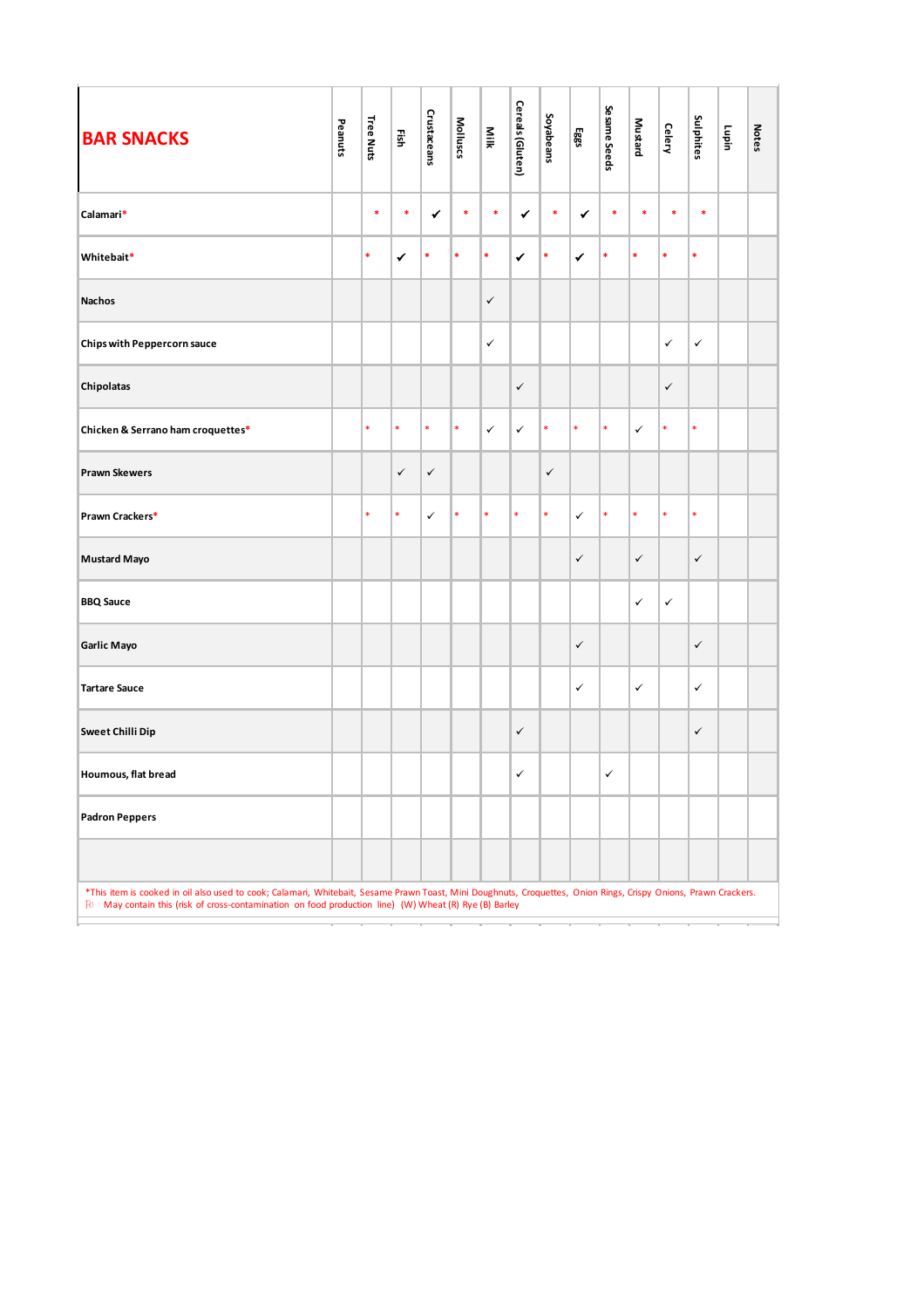| BAR SNACKS | Peanuts | Tree Nuts | Fish | Crustaceans | Molluscs | Milk | Cereals (Gluten) | Soyabeans | Eggs | Sesame Seeds | Mustard | Celery | Sulphites | Lupin | Notes |
|---|---|---|---|---|---|---|---|---|---|---|---|---|---|---|---|
| **Calamari*** | | * | * | ✔ | * | * | ✔ | * | ✔ | * | * | * | * | | |
| **Whitebait*** | | * | ✔ | * | * | * | ✔ | * | ✔ | * | * | * | * | | |
| **Nachos** | | | | | | ✓ | | | | | | | | | |
| **Chips with Peppercorn sauce** | | | | | | ✓ | | | | | | ✓ | ✓ | | |
| **Chipolatas** | | | | | | | ✓ | | | | | ✓ | | | |
| **Chicken & Serrano ham croquettes*** | | * | * | * | * | ✓ | ✓ | * | * | * | ✓ | * | * | | |
| **Prawn Skewers** | | | ✓ | ✓ | | | | ✓ | | | | | | | |
| **Prawn Crackers*** | | * | * | ✓ | * | * | * | * | ✓ | * | * | * | * | | |
| **Mustard Mayo** | | | | | | | | | ✓ | | ✓ | | ✓ | | |
| **BBQ Sauce** | | | | | | | | | | | ✓ | ✓ | | | |
| **Garlic Mayo** | | | | | | | | | ✓ | | | | ✓ | | |
| **Tartare Sauce** | | | | | | | | | ✓ | | ✓ | | ✓ | | |
| **Sweet Chilli Dip** | | | | | | | ✓ | | | | | | ✓ | | |
| **Houmous, flat bread** | | | | | | | ✓ | | | ✓ | | | | | |
| **Padron Peppers** | | | | | | | | | | | | | | | |
| | | | | | | | | | | | | | | | |

*This item is cooked in oil also used to cook; Calamari, Whitebait, Sesame Prawn Toast, Mini Doughnuts, Croquettes, Onion Rings, Crispy Onions, Prawn Crackers.

May contain this (risk of cross-contamination on food production line) (W) Wheat (R) Rye (B) Barley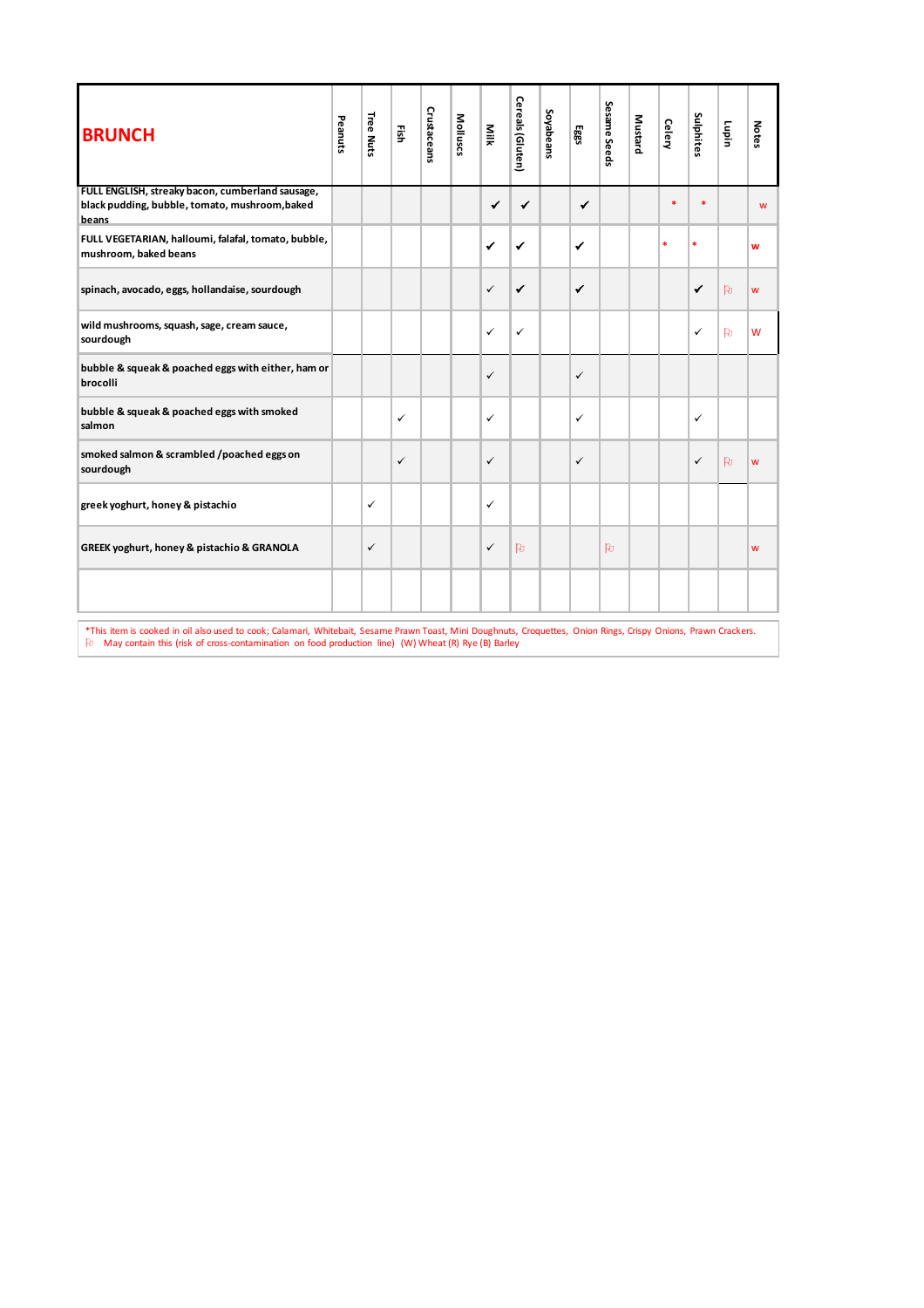| BRUNCH | Peanuts | Tree Nuts | Fish | Crustaceans | Molluscs | Milk | Cereals (Gluten) | Soyabeans | Eggs | Sesame Seeds | Mustard | Celery | Sulphites | Lupin | Notes |
|---|---|---|---|---|---|---|---|---|---|---|---|---|---|---|---|
| FULL ENGLISH, streaky bacon, cumberland sausage, black pudding, bubble, tomato, mushroom,baked beans | | | | | | ✔ | ✔ | | ✔ | | | * | * | | w |
| FULL VEGETARIAN, halloumi, falafal, tomato, bubble, mushroom, baked beans | | | | | | ✔ | ✔ | | ✔ | | | * | * | | w |
| spinach, avocado, eggs, hollandaise, sourdough | | | | | | ✓ | ✔ | | ✔ | | | | ✔ | ⚐ | w |
| wild mushrooms, squash, sage, cream sauce, sourdough | | | | | | ✓ | ✓ | | | | | | ✓ | ⚐ | W |
| bubble & squeak & poached eggs with either, ham or brocolli | | | | | | ✓ | | | ✓ | | | | | | |
| bubble & squeak & poached eggs with smoked salmon | | | ✓ | | | ✓ | | | ✓ | | | | ✓ | | |
| smoked salmon & scrambled /poached eggs on sourdough | | | ✓ | | | ✓ | | | ✓ | | | | ✓ | ⚐ | w |
| greek yoghurt, honey & pistachio | | ✓ | | | | ✓ | | | | | | | | | |
| GREEK yoghurt, honey & pistachio & GRANOLA | | ✓ | | | | ✓ | ⚐ | | | ⚐ | | | | | w |
| | | | | | | | | | | | | | | | |

*This item is cooked in oil also used to cook; Calamari, Whitebait, Sesame Prawn Toast, Mini Doughnuts, Croquettes, Onion Rings, Crispy Onions, Prawn Crackers.

⚐ May contain this (risk of cross-contamination on food production line) (W) Wheat (R) Rye (B) Barley